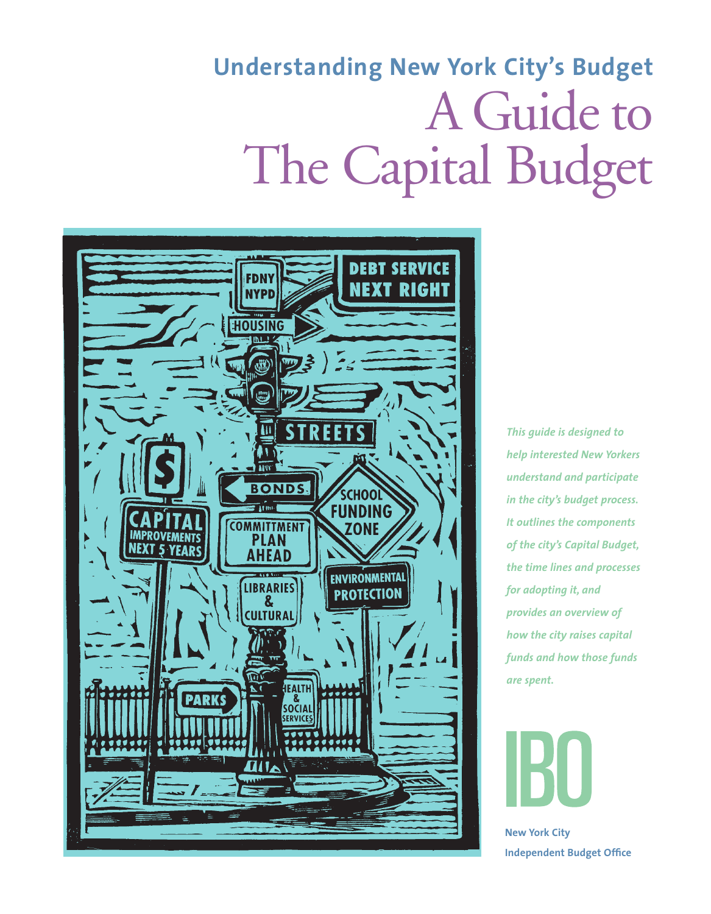## Understanding New York City's Budget

# A Guide to The Capital Budget

*This guide is designed to help interested New Yorkers understand and participate in the city's budget process. It outlines the components of the city's Capital Budget, the time lines and processes for adopting it, and provides an overview of how the city raises capital funds and how those funds are spent.*

IBO

**New York City Independent Budget Office**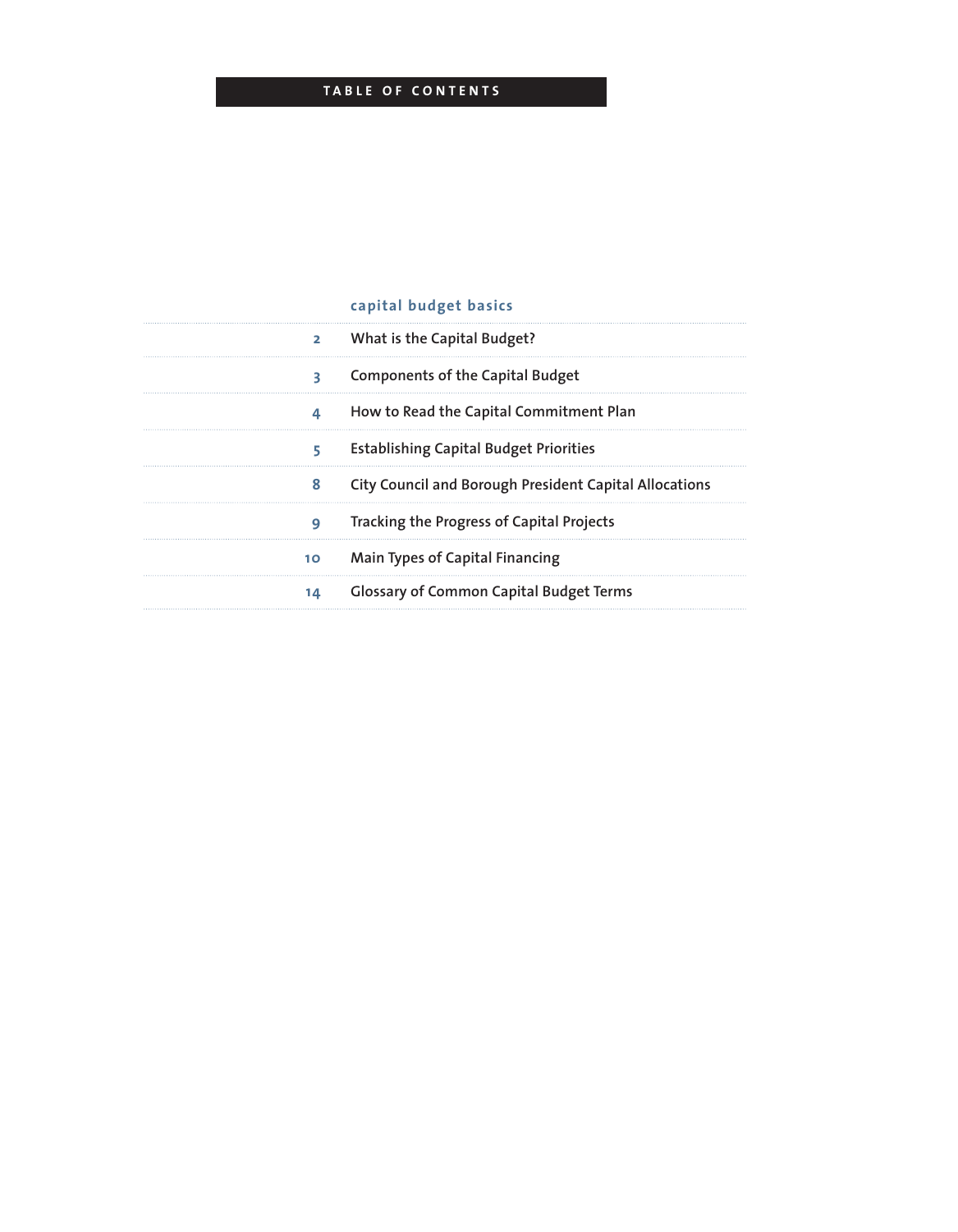# TABLE OF CONTENTS

## capital budget basics

| | |
|---|---|
| 2 | What is the Capital Budget? |
| 3 | Components of the Capital Budget |
| 4 | How to Read the Capital Commitment Plan |
| 5 | Establishing Capital Budget Priorities |
| 8 | City Council and Borough President Capital Allocations |
| 9 | Tracking the Progress of Capital Projects |
| 10 | Main Types of Capital Financing |
| 14 | Glossary of Common Capital Budget Terms |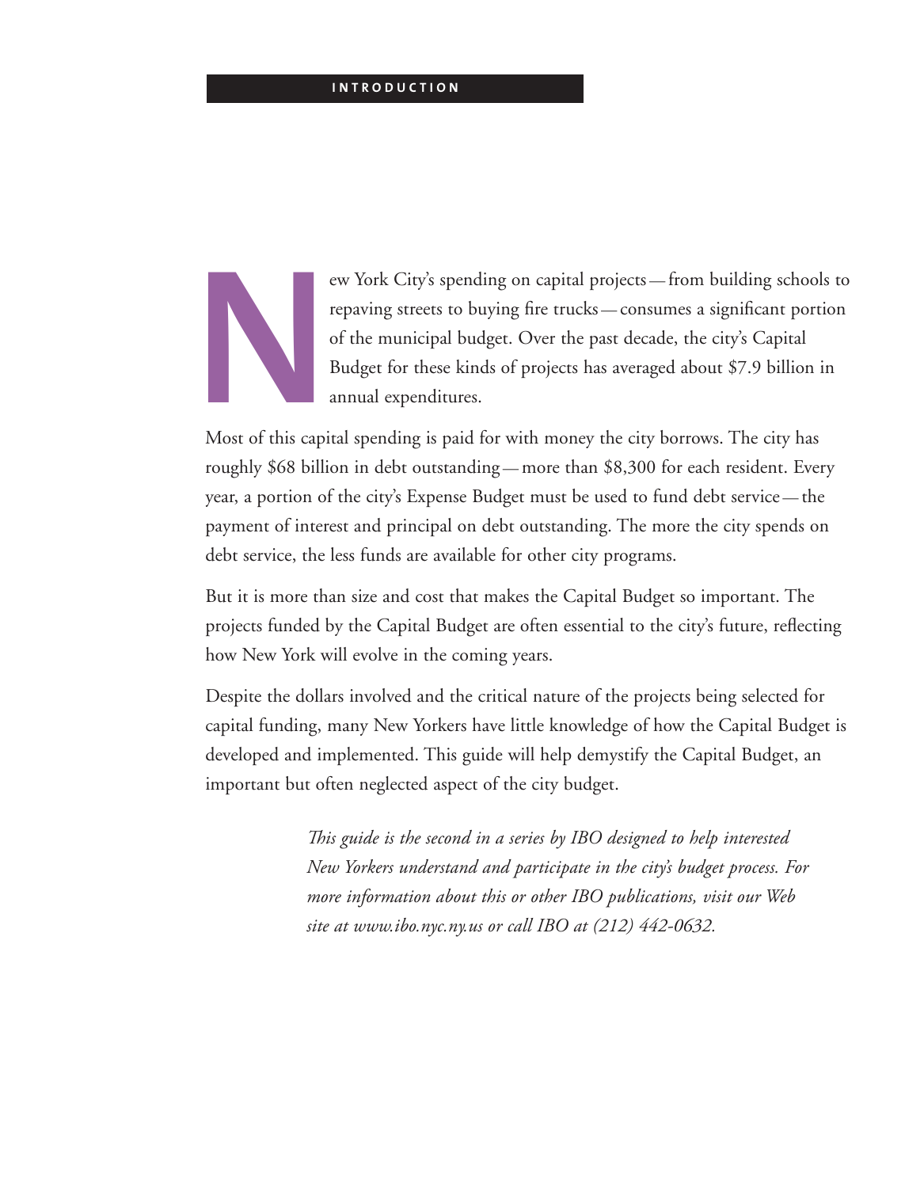## INTRODUCTION

New York City's spending on capital projects — from building schools to repaving streets to buying fire trucks — consumes a significant portion of the municipal budget. Over the past decade, the city's Capital Budget for these kinds of projects has averaged about $7.9 billion in annual expenditures.

Most of this capital spending is paid for with money the city borrows. The city has roughly $68 billion in debt outstanding — more than $8,300 for each resident. Every year, a portion of the city's Expense Budget must be used to fund debt service — the payment of interest and principal on debt outstanding. The more the city spends on debt service, the less funds are available for other city programs.

But it is more than size and cost that makes the Capital Budget so important. The projects funded by the Capital Budget are often essential to the city's future, reflecting how New York will evolve in the coming years.

Despite the dollars involved and the critical nature of the projects being selected for capital funding, many New Yorkers have little knowledge of how the Capital Budget is developed and implemented. This guide will help demystify the Capital Budget, an important but often neglected aspect of the city budget.

*This guide is the second in a series by IBO designed to help interested New Yorkers understand and participate in the city's budget process. For more information about this or other IBO publications, visit our Web site at www.ibo.nyc.ny.us or call IBO at (212) 442-0632.*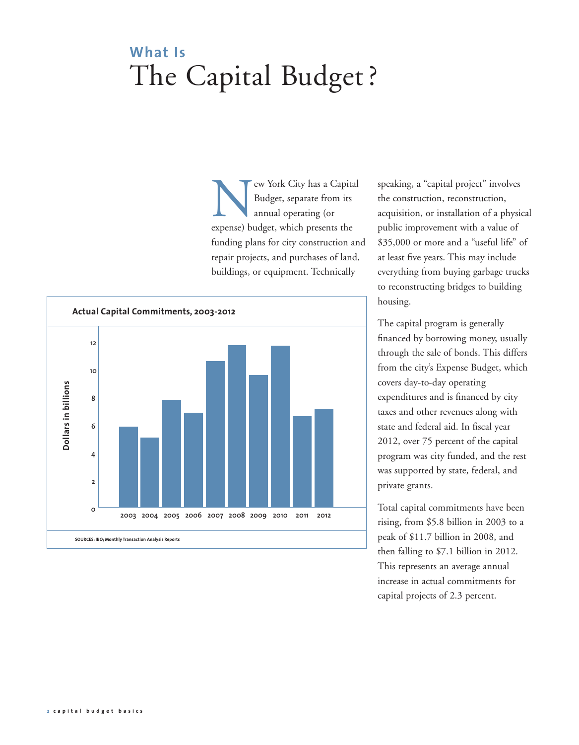# What Is
# The Capital Budget?

New York City has a Capital Budget, separate from its annual operating (or expense) budget, which presents the funding plans for city construction and repair projects, and purchases of land, buildings, or equipment. Technically speaking, a "capital project" involves the construction, reconstruction, acquisition, or installation of a physical public improvement with a value of $35,000 or more and a "useful life" of at least five years. This may include everything from buying garbage trucks to reconstructing bridges to building housing.

**Actual Capital Commitments, 2003-2012**

SOURCES: IBO; Monthly Transaction Analysis Reports

The capital program is generally financed by borrowing money, usually through the sale of bonds. This differs from the city's Expense Budget, which covers day-to-day operating expenditures and is financed by city taxes and other revenues along with state and federal aid. In fiscal year 2012, over 75 percent of the capital program was city funded, and the rest was supported by state, federal, and private grants.

Total capital commitments have been rising, from $5.8 billion in 2003 to a peak of $11.7 billion in 2008, and then falling to $7.1 billion in 2012. This represents an average annual increase in actual commitments for capital projects of 2.3 percent.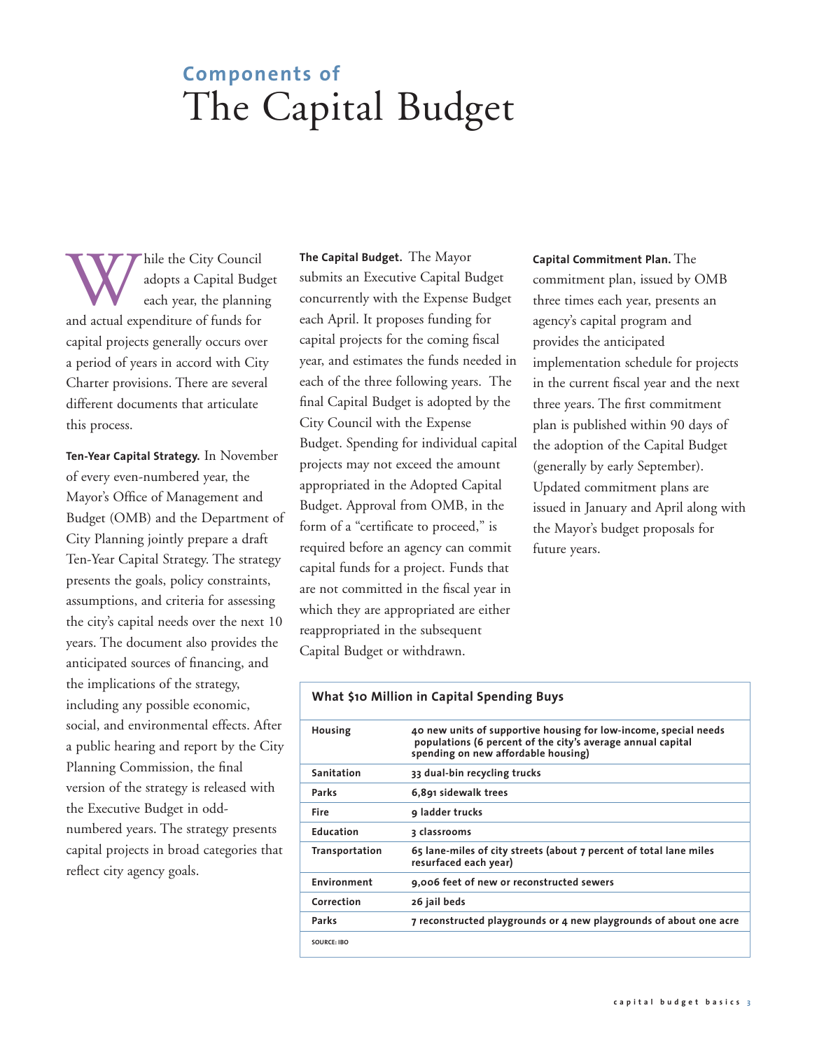# Components of The Capital Budget

While the City Council adopts a Capital Budget each year, the planning and actual expenditure of funds for capital projects generally occurs over a period of years in accord with City Charter provisions. There are several different documents that articulate this process.

**Ten-Year Capital Strategy.** In November of every even-numbered year, the Mayor's Office of Management and Budget (OMB) and the Department of City Planning jointly prepare a draft Ten-Year Capital Strategy. The strategy presents the goals, policy constraints, assumptions, and criteria for assessing the city's capital needs over the next 10 years. The document also provides the anticipated sources of financing, and the implications of the strategy, including any possible economic, social, and environmental effects. After a public hearing and report by the City Planning Commission, the final version of the strategy is released with the Executive Budget in odd-numbered years. The strategy presents capital projects in broad categories that reflect city agency goals.

**The Capital Budget.** The Mayor submits an Executive Capital Budget concurrently with the Expense Budget each April. It proposes funding for capital projects for the coming fiscal year, and estimates the funds needed in each of the three following years. The final Capital Budget is adopted by the City Council with the Expense Budget. Spending for individual capital projects may not exceed the amount appropriated in the Adopted Capital Budget. Approval from OMB, in the form of a "certificate to proceed," is required before an agency can commit capital funds for a project. Funds that are not committed in the fiscal year in which they are appropriated are either reappropriated in the subsequent Capital Budget or withdrawn.

**Capital Commitment Plan.** The commitment plan, issued by OMB three times each year, presents an agency's capital program and provides the anticipated implementation schedule for projects in the current fiscal year and the next three years. The first commitment plan is published within 90 days of the adoption of the Capital Budget (generally by early September). Updated commitment plans are issued in January and April along with the Mayor's budget proposals for future years.

**What $10 Million in Capital Spending Buys**

| | |
|---|---|
| Housing | 40 new units of supportive housing for low-income, special needs populations (6 percent of the city's average annual capital spending on new affordable housing) |
| Sanitation | 33 dual-bin recycling trucks |
| Parks | 6,891 sidewalk trees |
| Fire | 9 ladder trucks |
| Education | 3 classrooms |
| Transportation | 65 lane-miles of city streets (about 7 percent of total lane miles resurfaced each year) |
| Environment | 9,006 feet of new or reconstructed sewers |
| Correction | 26 jail beds |
| Parks | 7 reconstructed playgrounds or 4 new playgrounds of about one acre |

SOURCE: IBO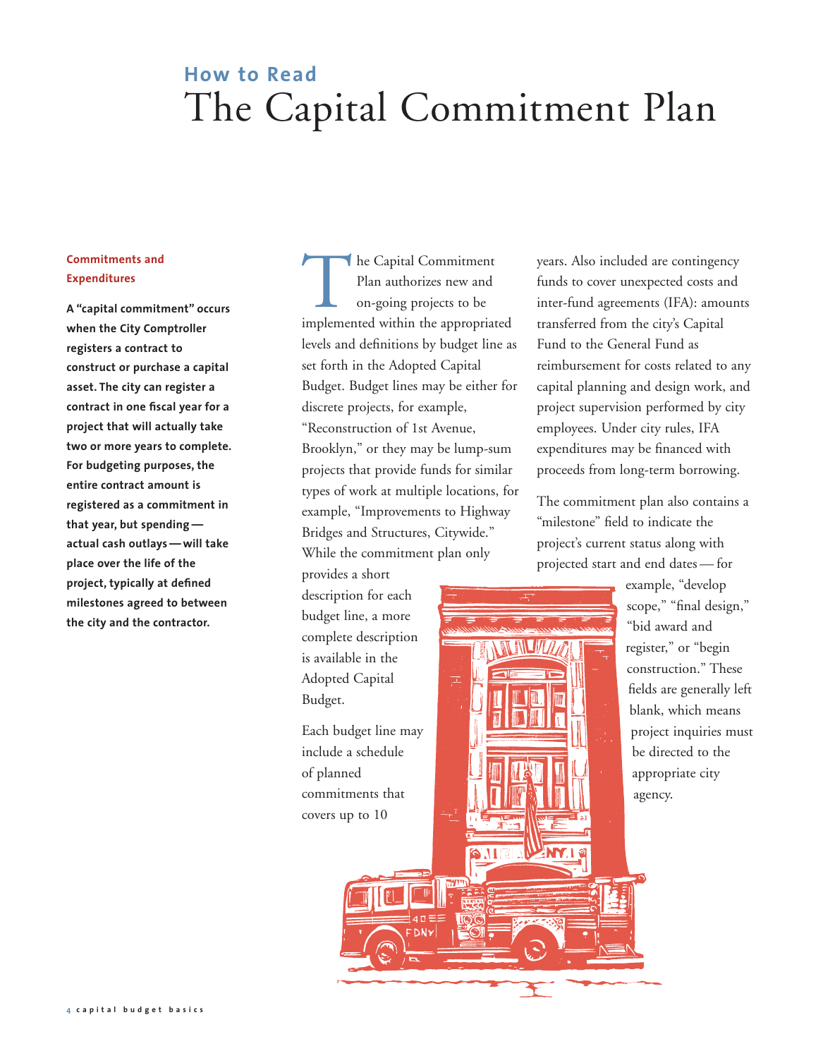# How to Read
# The Capital Commitment Plan

### Commitments and Expenditures

**A "capital commitment" occurs when the City Comptroller registers a contract to construct or purchase a capital asset. The city can register a contract in one fiscal year for a project that will actually take two or more years to complete. For budgeting purposes, the entire contract amount is registered as a commitment in that year, but spending — actual cash outlays — will take place over the life of the project, typically at defined milestones agreed to between the city and the contractor.**

The Capital Commitment Plan authorizes new and on-going projects to be implemented within the appropriated levels and definitions by budget line as set forth in the Adopted Capital Budget. Budget lines may be either for discrete projects, for example, "Reconstruction of 1st Avenue, Brooklyn," or they may be lump-sum projects that provide funds for similar types of work at multiple locations, for example, "Improvements to Highway Bridges and Structures, Citywide." While the commitment plan only provides a short description for each budget line, a more complete description is available in the Adopted Capital Budget.

Each budget line may include a schedule of planned commitments that covers up to 10 years. Also included are contingency funds to cover unexpected costs and inter-fund agreements (IFA): amounts transferred from the city's Capital Fund to the General Fund as reimbursement for costs related to any capital planning and design work, and project supervision performed by city employees. Under city rules, IFA expenditures may be financed with proceeds from long-term borrowing.

The commitment plan also contains a "milestone" field to indicate the project's current status along with projected start and end dates — for example, "develop scope," "final design," "bid award and register," or "begin construction." These fields are generally left blank, which means project inquiries must be directed to the appropriate city agency.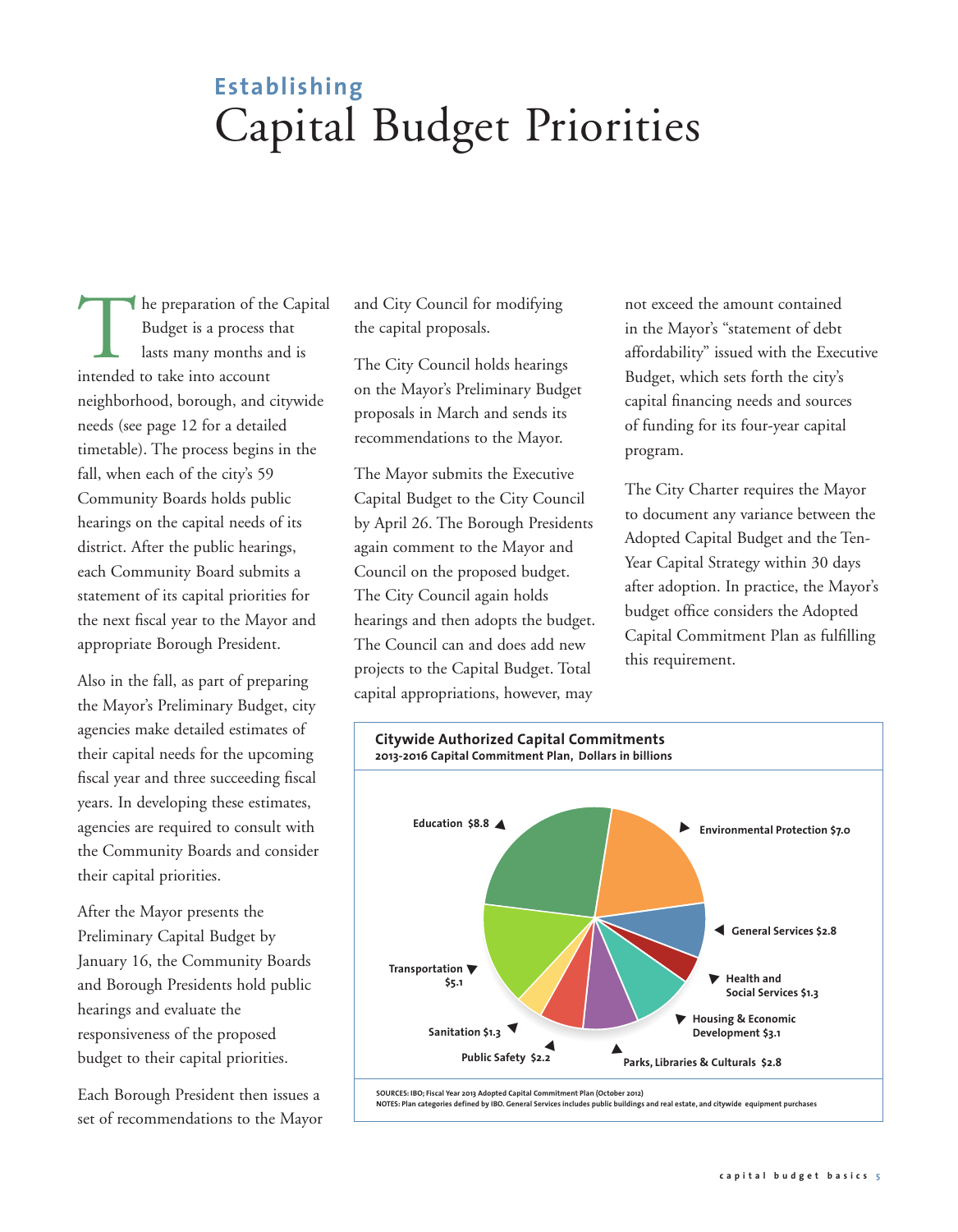# Establishing Capital Budget Priorities

The preparation of the Capital Budget is a process that lasts many months and is intended to take into account neighborhood, borough, and citywide needs (see page 12 for a detailed timetable). The process begins in the fall, when each of the city's 59 Community Boards holds public hearings on the capital needs of its district. After the public hearings, each Community Board submits a statement of its capital priorities for the next fiscal year to the Mayor and appropriate Borough President.

Also in the fall, as part of preparing the Mayor's Preliminary Budget, city agencies make detailed estimates of their capital needs for the upcoming fiscal year and three succeeding fiscal years. In developing these estimates, agencies are required to consult with the Community Boards and consider their capital priorities.

After the Mayor presents the Preliminary Capital Budget by January 16, the Community Boards and Borough Presidents hold public hearings and evaluate the responsiveness of the proposed budget to their capital priorities.

Each Borough President then issues a set of recommendations to the Mayor and City Council for modifying the capital proposals.

The City Council holds hearings on the Mayor's Preliminary Budget proposals in March and sends its recommendations to the Mayor.

The Mayor submits the Executive Capital Budget to the City Council by April 26. The Borough Presidents again comment to the Mayor and Council on the proposed budget. The City Council again holds hearings and then adopts the budget. The Council can and does add new projects to the Capital Budget. Total capital appropriations, however, may not exceed the amount contained in the Mayor's "statement of debt affordability" issued with the Executive Budget, which sets forth the city's capital financing needs and sources of funding for its four-year capital program.

The City Charter requires the Mayor to document any variance between the Adopted Capital Budget and the Ten-Year Capital Strategy within 30 days after adoption. In practice, the Mayor's budget office considers the Adopted Capital Commitment Plan as fulfilling this requirement.

**Citywide Authorized Capital Commitments**
**2013-2016 Capital Commitment Plan, Dollars in billions**

| Category | Amount |
|---|---|
| Education | $8.8 |
| Environmental Protection | $7.0 |
| General Services | $2.8 |
| Health and Social Services | $1.3 |
| Housing & Economic Development | $3.1 |
| Parks, Libraries & Culturals | $2.8 |
| Public Safety | $2.2 |
| Sanitation | $1.3 |
| Transportation | $5.1 |

SOURCES: IBO; Fiscal Year 2013 Adopted Capital Commitment Plan (October 2012)
NOTES: Plan categories defined by IBO. General Services includes public buildings and real estate, and citywide equipment purchases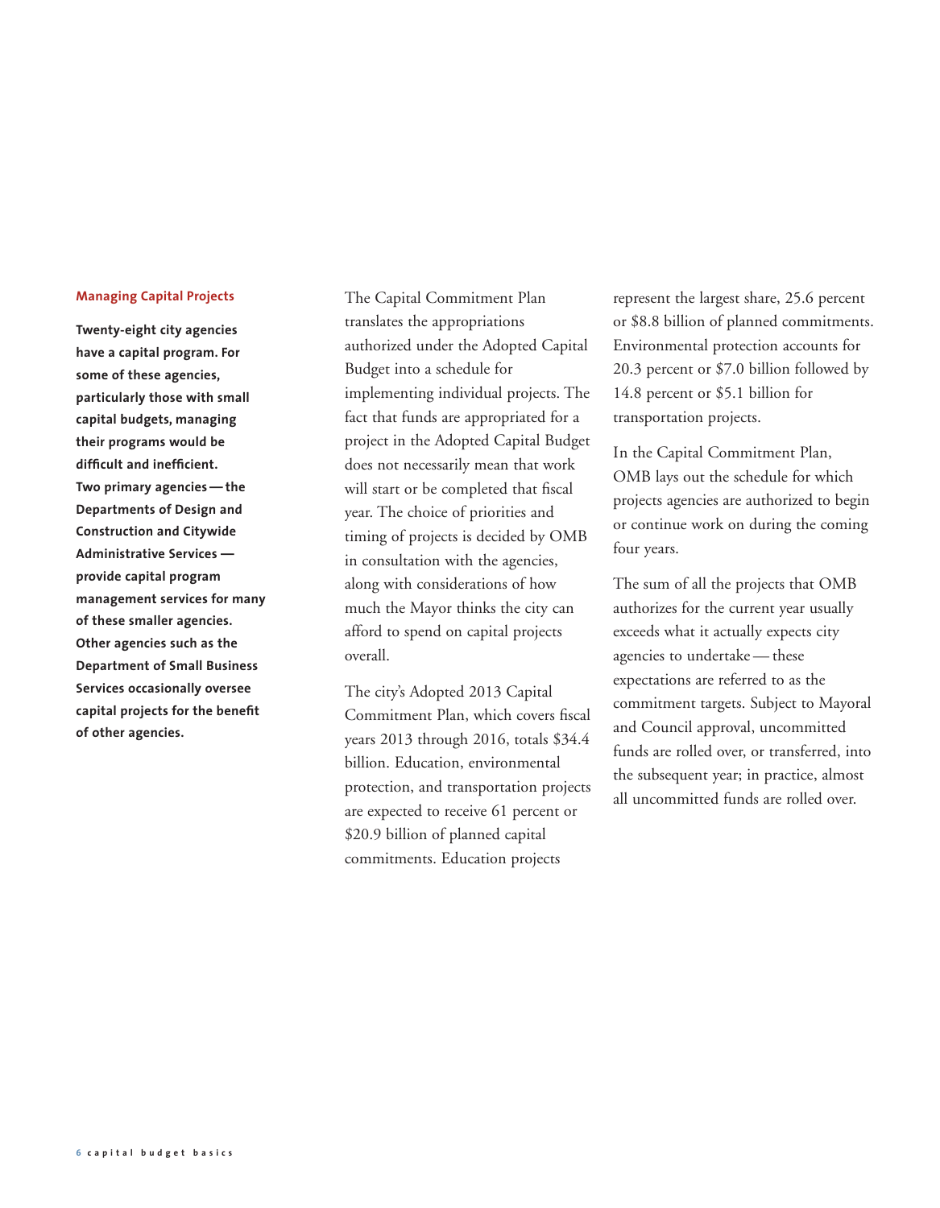## Managing Capital Projects

**Twenty-eight city agencies have a capital program. For some of these agencies, particularly those with small capital budgets, managing their programs would be difficult and inefficient. Two primary agencies — the Departments of Design and Construction and Citywide Administrative Services — provide capital program management services for many of these smaller agencies. Other agencies such as the Department of Small Business Services occasionally oversee capital projects for the benefit of other agencies.**

The Capital Commitment Plan translates the appropriations authorized under the Adopted Capital Budget into a schedule for implementing individual projects. The fact that funds are appropriated for a project in the Adopted Capital Budget does not necessarily mean that work will start or be completed that fiscal year. The choice of priorities and timing of projects is decided by OMB in consultation with the agencies, along with considerations of how much the Mayor thinks the city can afford to spend on capital projects overall.

The city's Adopted 2013 Capital Commitment Plan, which covers fiscal years 2013 through 2016, totals $34.4 billion. Education, environmental protection, and transportation projects are expected to receive 61 percent or $20.9 billion of planned capital commitments. Education projects represent the largest share, 25.6 percent or $8.8 billion of planned commitments. Environmental protection accounts for 20.3 percent or $7.0 billion followed by 14.8 percent or $5.1 billion for transportation projects.

In the Capital Commitment Plan, OMB lays out the schedule for which projects agencies are authorized to begin or continue work on during the coming four years.

The sum of all the projects that OMB authorizes for the current year usually exceeds what it actually expects city agencies to undertake — these expectations are referred to as the commitment targets. Subject to Mayoral and Council approval, uncommitted funds are rolled over, or transferred, into the subsequent year; in practice, almost all uncommitted funds are rolled over.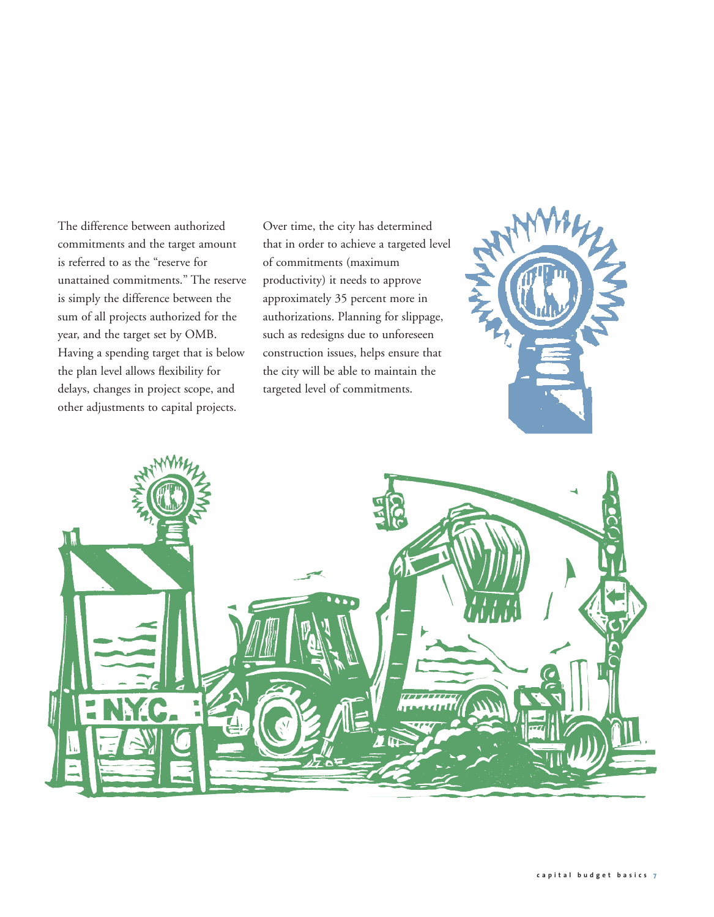The difference between authorized commitments and the target amount is referred to as the "reserve for unattained commitments." The reserve is simply the difference between the sum of all projects authorized for the year, and the target set by OMB. Having a spending target that is below the plan level allows flexibility for delays, changes in project scope, and other adjustments to capital projects.

Over time, the city has determined that in order to achieve a targeted level of commitments (maximum productivity) it needs to approve approximately 35 percent more in authorizations. Planning for slippage, such as redesigns due to unforeseen construction issues, helps ensure that the city will be able to maintain the targeted level of commitments.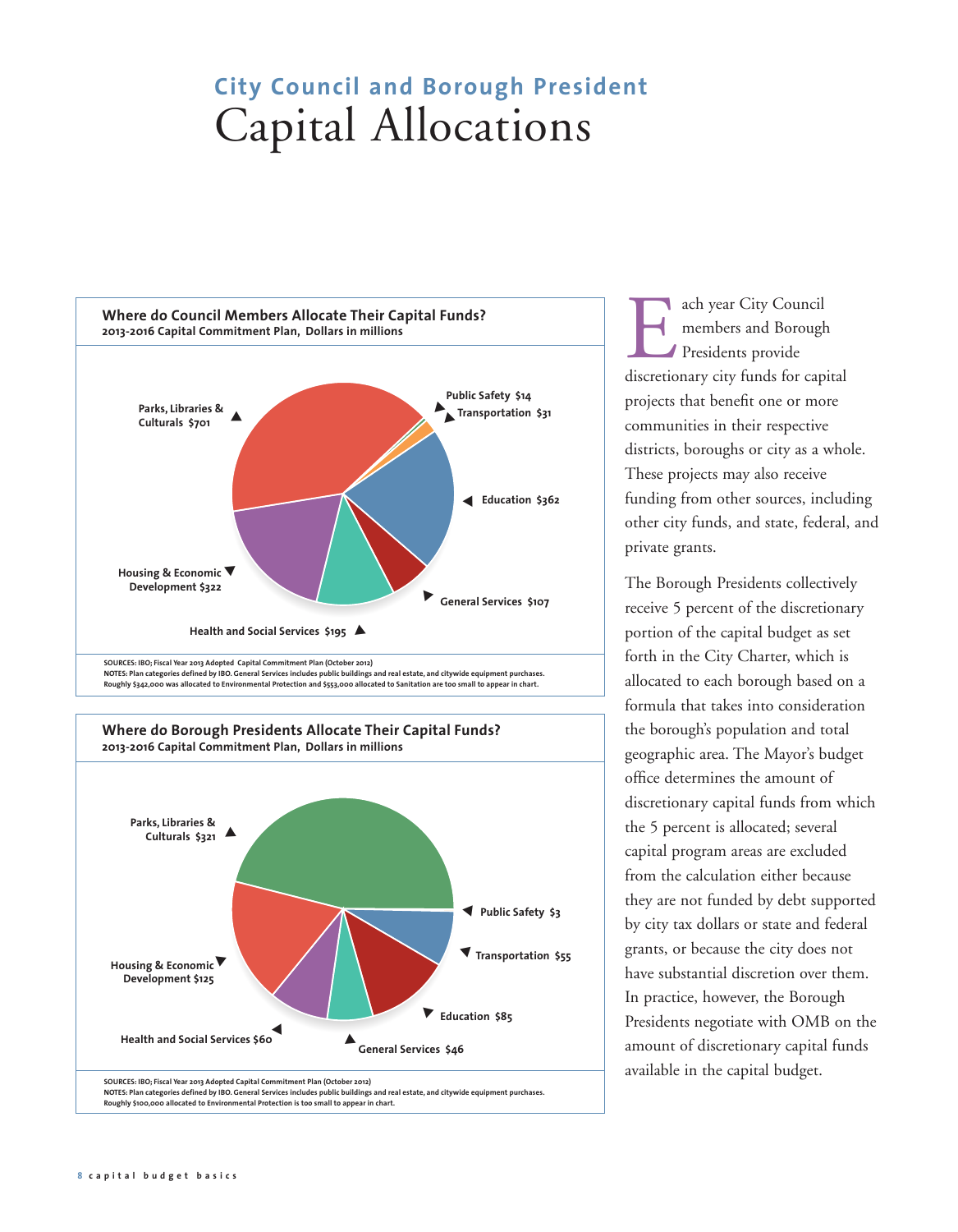## City Council and Borough President

# Capital Allocations

**Where do Council Members Allocate Their Capital Funds?**
**2013-2016 Capital Commitment Plan, Dollars in millions**

Parks, Libraries & Culturals $701
Public Safety $14
Transportation $31
Education $362
General Services $107
Health and Social Services $195
Housing & Economic Development $322

SOURCES: IBO; Fiscal Year 2013 Adopted Capital Commitment Plan (October 2012)
NOTES: Plan categories defined by IBO. General Services includes public buildings and real estate, and citywide equipment purchases. Roughly $342,000 was allocated to Environmental Protection and $553,000 allocated to Sanitation are too small to appear in chart.

**Where do Borough Presidents Allocate Their Capital Funds?**
**2013-2016 Capital Commitment Plan, Dollars in millions**

Parks, Libraries & Culturals $321
Public Safety $3
Transportation $55
Education $85
General Services $46
Health and Social Services $60
Housing & Economic Development $125

SOURCES: IBO; Fiscal Year 2013 Adopted Capital Commitment Plan (October 2012)
NOTES: Plan categories defined by IBO. General Services includes public buildings and real estate, and citywide equipment purchases. Roughly $100,000 allocated to Environmental Protection is too small to appear in chart.

Each year City Council members and Borough Presidents provide discretionary city funds for capital projects that benefit one or more communities in their respective districts, boroughs or city as a whole. These projects may also receive funding from other sources, including other city funds, and state, federal, and private grants.

The Borough Presidents collectively receive 5 percent of the discretionary portion of the capital budget as set forth in the City Charter, which is allocated to each borough based on a formula that takes into consideration the borough's population and total geographic area. The Mayor's budget office determines the amount of discretionary capital funds from which the 5 percent is allocated; several capital program areas are excluded from the calculation either because they are not funded by debt supported by city tax dollars or state and federal grants, or because the city does not have substantial discretion over them. In practice, however, the Borough Presidents negotiate with OMB on the amount of discretionary capital funds available in the capital budget.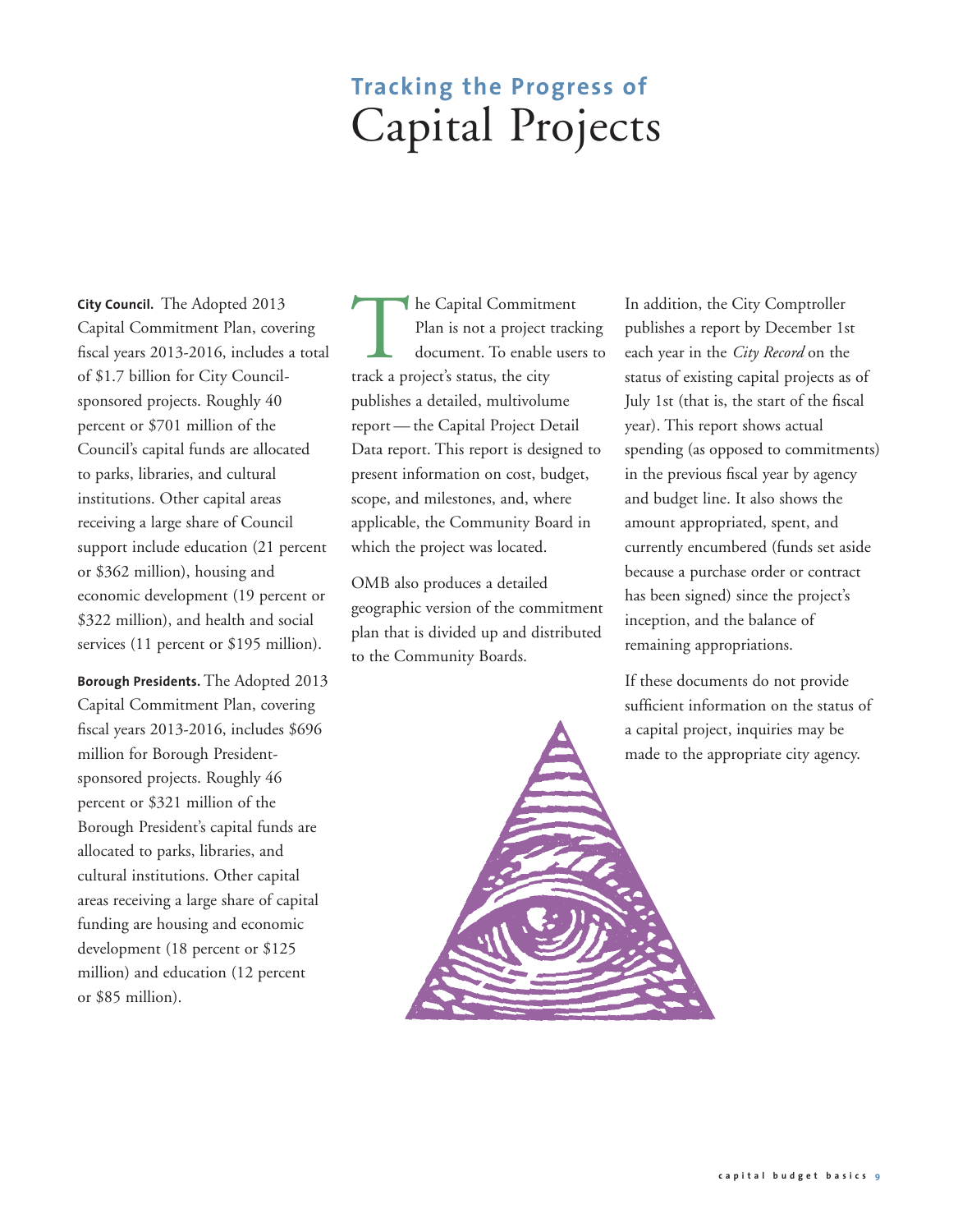# Tracking the Progress of Capital Projects

**City Council.** The Adopted 2013 Capital Commitment Plan, covering fiscal years 2013-2016, includes a total of $1.7 billion for City Council-sponsored projects. Roughly 40 percent or $701 million of the Council's capital funds are allocated to parks, libraries, and cultural institutions. Other capital areas receiving a large share of Council support include education (21 percent or $362 million), housing and economic development (19 percent or $322 million), and health and social services (11 percent or $195 million).

**Borough Presidents.** The Adopted 2013 Capital Commitment Plan, covering fiscal years 2013-2016, includes $696 million for Borough President-sponsored projects. Roughly 46 percent or $321 million of the Borough President's capital funds are allocated to parks, libraries, and cultural institutions. Other capital areas receiving a large share of capital funding are housing and economic development (18 percent or $125 million) and education (12 percent or $85 million).

The Capital Commitment Plan is not a project tracking document. To enable users to track a project's status, the city publishes a detailed, multivolume report — the Capital Project Detail Data report. This report is designed to present information on cost, budget, scope, and milestones, and, where applicable, the Community Board in which the project was located.

OMB also produces a detailed geographic version of the commitment plan that is divided up and distributed to the Community Boards.

In addition, the City Comptroller publishes a report by December 1st each year in the *City Record* on the status of existing capital projects as of July 1st (that is, the start of the fiscal year). This report shows actual spending (as opposed to commitments) in the previous fiscal year by agency and budget line. It also shows the amount appropriated, spent, and currently encumbered (funds set aside because a purchase order or contract has been signed) since the project's inception, and the balance of remaining appropriations.

If these documents do not provide sufficient information on the status of a capital project, inquiries may be made to the appropriate city agency.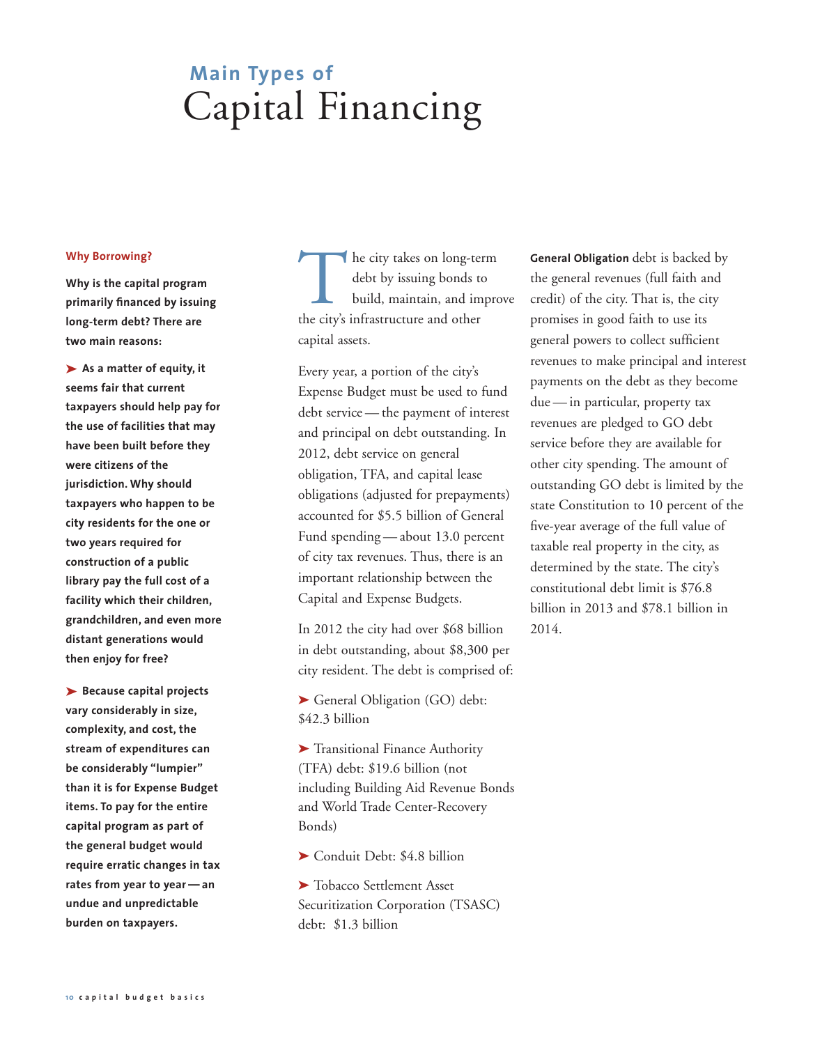# Main Types of Capital Financing

### Why Borrowing?

**Why is the capital program primarily financed by issuing long-term debt? There are two main reasons:**

- **As a matter of equity, it seems fair that current taxpayers should help pay for the use of facilities that may have been built before they were citizens of the jurisdiction. Why should taxpayers who happen to be city residents for the one or two years required for construction of a public library pay the full cost of a facility which their children, grandchildren, and even more distant generations would then enjoy for free?**

- **Because capital projects vary considerably in size, complexity, and cost, the stream of expenditures can be considerably "lumpier" than it is for Expense Budget items. To pay for the entire capital program as part of the general budget would require erratic changes in tax rates from year to year — an undue and unpredictable burden on taxpayers.**

The city takes on long-term debt by issuing bonds to build, maintain, and improve the city's infrastructure and other capital assets.

Every year, a portion of the city's Expense Budget must be used to fund debt service — the payment of interest and principal on debt outstanding. In 2012, debt service on general obligation, TFA, and capital lease obligations (adjusted for prepayments) accounted for $5.5 billion of General Fund spending — about 13.0 percent of city tax revenues. Thus, there is an important relationship between the Capital and Expense Budgets.

In 2012 the city had over $68 billion in debt outstanding, about $8,300 per city resident. The debt is comprised of:

- General Obligation (GO) debt: $42.3 billion
- Transitional Finance Authority (TFA) debt: $19.6 billion (not including Building Aid Revenue Bonds and World Trade Center-Recovery Bonds)
- Conduit Debt: $4.8 billion
- Tobacco Settlement Asset Securitization Corporation (TSASC) debt: $1.3 billion

**General Obligation** debt is backed by the general revenues (full faith and credit) of the city. That is, the city promises in good faith to use its general powers to collect sufficient revenues to make principal and interest payments on the debt as they become due — in particular, property tax revenues are pledged to GO debt service before they are available for other city spending. The amount of outstanding GO debt is limited by the state Constitution to 10 percent of the five-year average of the full value of taxable real property in the city, as determined by the state. The city's constitutional debt limit is $76.8 billion in 2013 and $78.1 billion in 2014.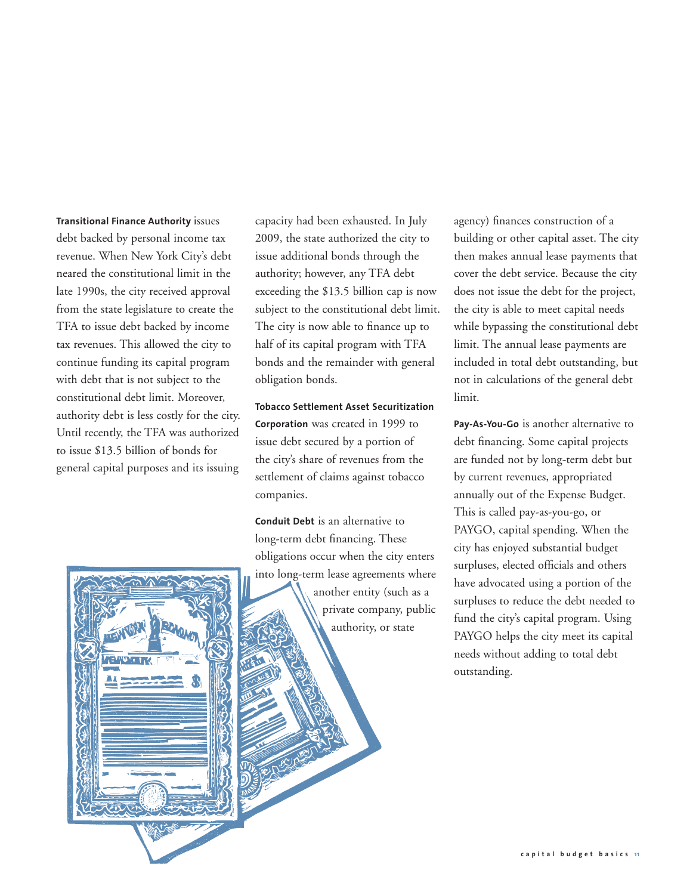**Transitional Finance Authority** issues debt backed by personal income tax revenue. When New York City's debt neared the constitutional limit in the late 1990s, the city received approval from the state legislature to create the TFA to issue debt backed by income tax revenues. This allowed the city to continue funding its capital program with debt that is not subject to the constitutional debt limit. Moreover, authority debt is less costly for the city. Until recently, the TFA was authorized to issue $13.5 billion of bonds for general capital purposes and its issuing capacity had been exhausted. In July 2009, the state authorized the city to issue additional bonds through the authority; however, any TFA debt exceeding the $13.5 billion cap is now subject to the constitutional debt limit. The city is now able to finance up to half of its capital program with TFA bonds and the remainder with general obligation bonds.

**Tobacco Settlement Asset Securitization Corporation** was created in 1999 to issue debt secured by a portion of the city's share of revenues from the settlement of claims against tobacco companies.

**Conduit Debt** is an alternative to long-term debt financing. These obligations occur when the city enters into long-term lease agreements where another entity (such as a private company, public authority, or state agency) finances construction of a building or other capital asset. The city then makes annual lease payments that cover the debt service. Because the city does not issue the debt for the project, the city is able to meet capital needs while bypassing the constitutional debt limit. The annual lease payments are included in total debt outstanding, but not in calculations of the general debt limit.

**Pay-As-You-Go** is another alternative to debt financing. Some capital projects are funded not by long-term debt but by current revenues, appropriated annually out of the Expense Budget. This is called pay-as-you-go, or PAYGO, capital spending. When the city has enjoyed substantial budget surpluses, elected officials and others have advocated using a portion of the surpluses to reduce the debt needed to fund the city's capital program. Using PAYGO helps the city meet its capital needs without adding to total debt outstanding.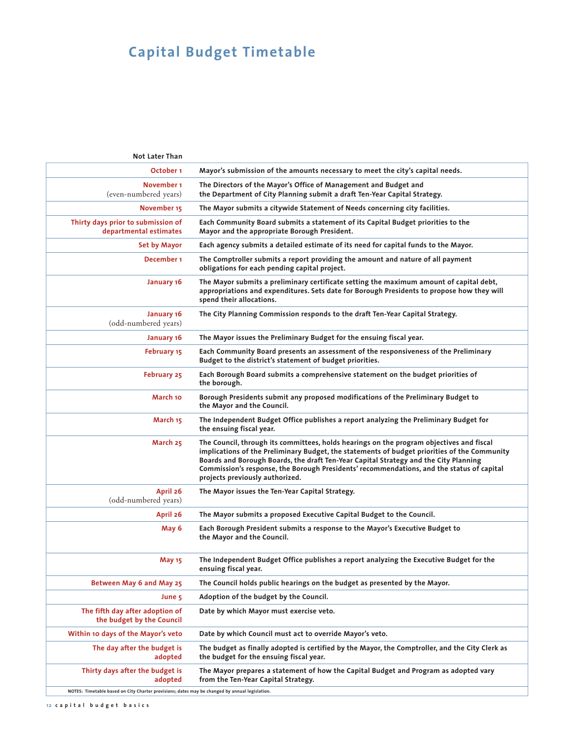# Capital Budget Timetable

| Not Later Than | |
|---|---|
| **October 1** | **Mayor's submission of the amounts necessary to meet the city's capital needs.** |
| **November 1** (even-numbered years) | **The Directors of the Mayor's Office of Management and Budget and the Department of City Planning submit a draft Ten-Year Capital Strategy.** |
| **November 15** | **The Mayor submits a citywide Statement of Needs concerning city facilities.** |
| **Thirty days prior to submission of departmental estimates** | **Each Community Board submits a statement of its Capital Budget priorities to the Mayor and the appropriate Borough President.** |
| **Set by Mayor** | **Each agency submits a detailed estimate of its need for capital funds to the Mayor.** |
| **December 1** | **The Comptroller submits a report providing the amount and nature of all payment obligations for each pending capital project.** |
| **January 16** | **The Mayor submits a preliminary certificate setting the maximum amount of capital debt, appropriations and expenditures. Sets date for Borough Presidents to propose how they will spend their allocations.** |
| **January 16** (odd-numbered years) | **The City Planning Commission responds to the draft Ten-Year Capital Strategy.** |
| **January 16** | **The Mayor issues the Preliminary Budget for the ensuing fiscal year.** |
| **February 15** | **Each Community Board presents an assessment of the responsiveness of the Preliminary Budget to the district's statement of budget priorities.** |
| **February 25** | **Each Borough Board submits a comprehensive statement on the budget priorities of the borough.** |
| **March 10** | **Borough Presidents submit any proposed modifications of the Preliminary Budget to the Mayor and the Council.** |
| **March 15** | **The Independent Budget Office publishes a report analyzing the Preliminary Budget for the ensuing fiscal year.** |
| **March 25** | **The Council, through its committees, holds hearings on the program objectives and fiscal implications of the Preliminary Budget, the statements of budget priorities of the Community Boards and Borough Boards, the draft Ten-Year Capital Strategy and the City Planning Commission's response, the Borough Presidents' recommendations, and the status of capital projects previously authorized.** |
| **April 26** (odd-numbered years) | **The Mayor issues the Ten-Year Capital Strategy.** |
| **April 26** | **The Mayor submits a proposed Executive Capital Budget to the Council.** |
| **May 6** | **Each Borough President submits a response to the Mayor's Executive Budget to the Mayor and the Council.** |
| **May 15** | **The Independent Budget Office publishes a report analyzing the Executive Budget for the ensuing fiscal year.** |
| **Between May 6 and May 25** | **The Council holds public hearings on the budget as presented by the Mayor.** |
| **June 5** | **Adoption of the budget by the Council.** |
| **The fifth day after adoption of the budget by the Council** | **Date by which Mayor must exercise veto.** |
| **Within 10 days of the Mayor's veto** | **Date by which Council must act to override Mayor's veto.** |
| **The day after the budget is adopted** | **The budget as finally adopted is certified by the Mayor, the Comptroller, and the City Clerk as the budget for the ensuing fiscal year.** |
| **Thirty days after the budget is adopted** | **The Mayor prepares a statement of how the Capital Budget and Program as adopted vary from the Ten-Year Capital Strategy.** |

**NOTES: Timetable based on City Charter provisions; dates may be changed by annual legislation.**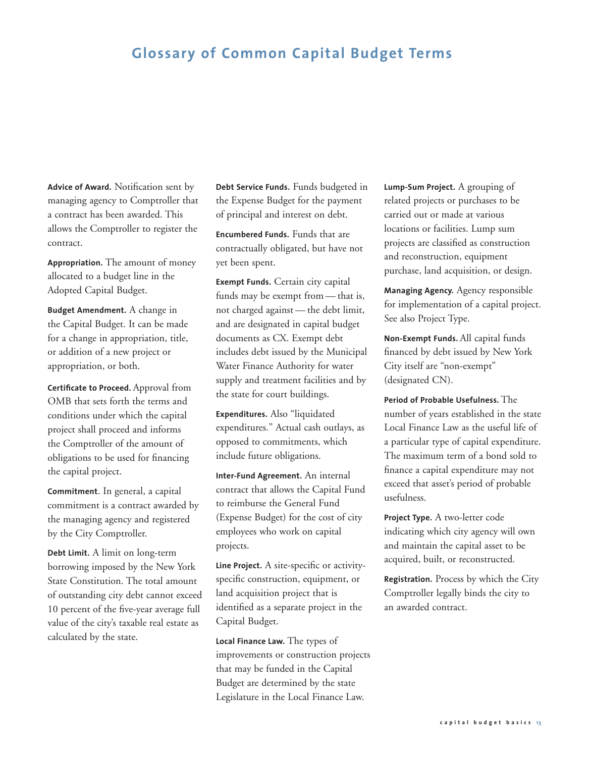# Glossary of Common Capital Budget Terms

**Advice of Award.** Notification sent by managing agency to Comptroller that a contract has been awarded. This allows the Comptroller to register the contract.

**Appropriation.** The amount of money allocated to a budget line in the Adopted Capital Budget.

**Budget Amendment.** A change in the Capital Budget. It can be made for a change in appropriation, title, or addition of a new project or appropriation, or both.

**Certificate to Proceed.** Approval from OMB that sets forth the terms and conditions under which the capital project shall proceed and informs the Comptroller of the amount of obligations to be used for financing the capital project.

**Commitment**. In general, a capital commitment is a contract awarded by the managing agency and registered by the City Comptroller.

**Debt Limit.** A limit on long-term borrowing imposed by the New York State Constitution. The total amount of outstanding city debt cannot exceed 10 percent of the five-year average full value of the city's taxable real estate as calculated by the state.

**Debt Service Funds.** Funds budgeted in the Expense Budget for the payment of principal and interest on debt.

**Encumbered Funds.** Funds that are contractually obligated, but have not yet been spent.

**Exempt Funds.** Certain city capital funds may be exempt from — that is, not charged against — the debt limit, and are designated in capital budget documents as CX. Exempt debt includes debt issued by the Municipal Water Finance Authority for water supply and treatment facilities and by the state for court buildings.

**Expenditures.** Also "liquidated expenditures." Actual cash outlays, as opposed to commitments, which include future obligations.

**Inter-Fund Agreement.** An internal contract that allows the Capital Fund to reimburse the General Fund (Expense Budget) for the cost of city employees who work on capital projects.

**Line Project.** A site-specific or activity-specific construction, equipment, or land acquisition project that is identified as a separate project in the Capital Budget.

**Local Finance Law.** The types of improvements or construction projects that may be funded in the Capital Budget are determined by the state Legislature in the Local Finance Law.

**Lump-Sum Project.** A grouping of related projects or purchases to be carried out or made at various locations or facilities. Lump sum projects are classified as construction and reconstruction, equipment purchase, land acquisition, or design.

**Managing Agency.** Agency responsible for implementation of a capital project. See also Project Type.

**Non-Exempt Funds.** All capital funds financed by debt issued by New York City itself are "non-exempt" (designated CN).

**Period of Probable Usefulness.** The number of years established in the state Local Finance Law as the useful life of a particular type of capital expenditure. The maximum term of a bond sold to finance a capital expenditure may not exceed that asset's period of probable usefulness.

**Project Type.** A two-letter code indicating which city agency will own and maintain the capital asset to be acquired, built, or reconstructed.

**Registration.** Process by which the City Comptroller legally binds the city to an awarded contract.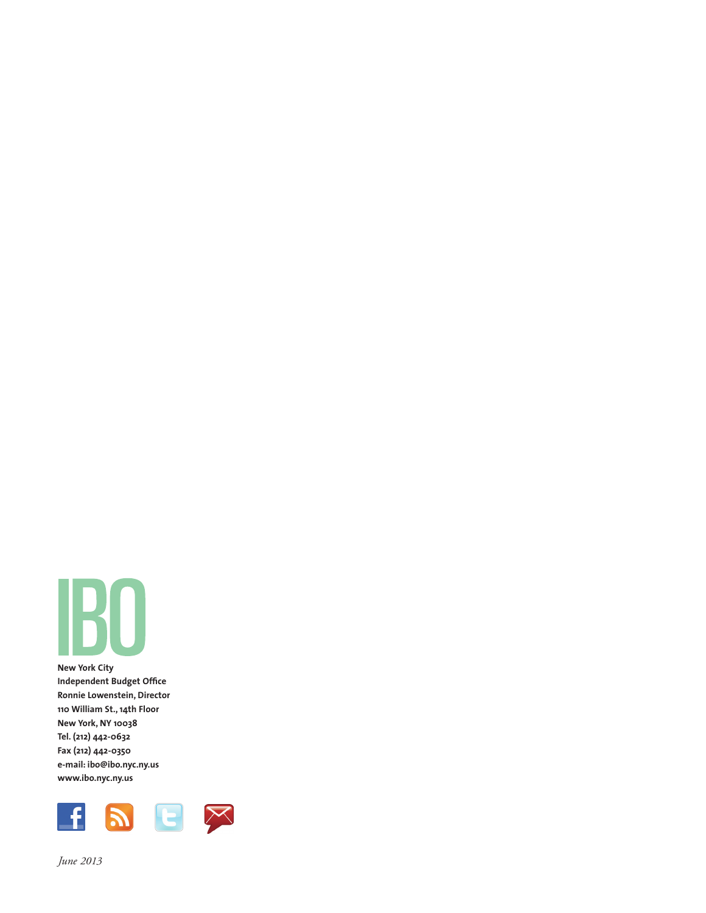IBO

**New York City**
**Independent Budget Office**
**Ronnie Lowenstein, Director**
**110 William St., 14th Floor**
**New York, NY 10038**
**Tel. (212) 442-0632**
**Fax (212) 442-0350**
**e-mail: ibo@ibo.nyc.ny.us**
**www.ibo.nyc.ny.us**

*June 2013*